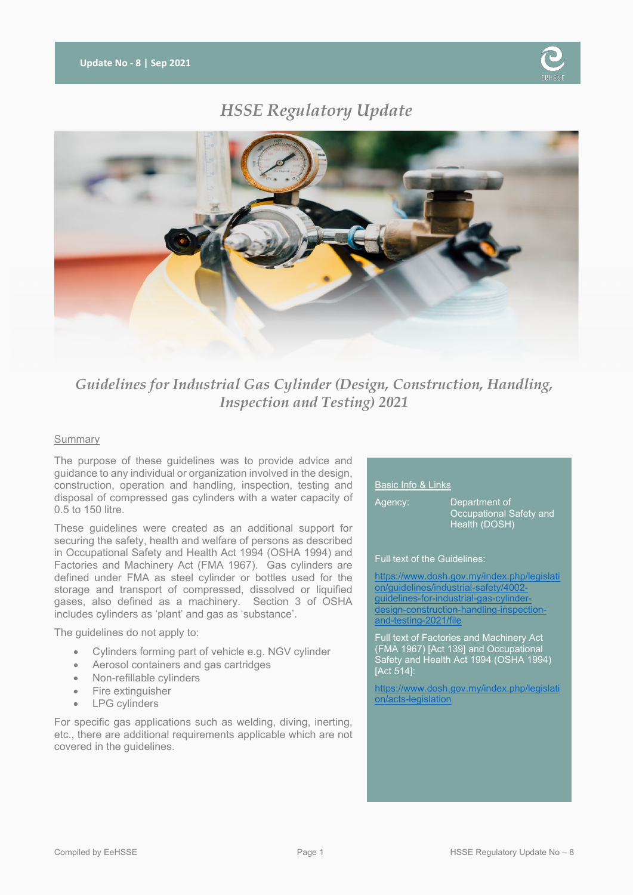Update No - 8 | Sep 2021

# HSSE Regulatory Update

## *Guidelines for Industrial Gas Cylinder (Design, Construction, Handling, Inspection and Testing) 2021*

### Summary

The purpose of these guidelines was to provide advice and guidance to any individual or organization involved in the design, construction, operation and handling, inspection, testing and disposal of compressed gas cylinders with a water capacity of 0.5 to 150 litre.

These guidelines were created as an additional support for securing the safety, health and welfare of persons as described in Occupational Safety and Health Act 1994 (OSHA 1994) and Factories and Machinery Act (FMA 1967). Gas cylinders are defined under FMA as steel cylinder or bottles used for the storage and transport of compressed, dissolved or liquified gases, also defined as a machinery. Section 3 of OSHA includes cylinders as 'plant' and gas as 'substance'.

The guidelines do not apply to:

- Cylinders forming part of vehicle e.g. NGV cylinder
- Aerosol containers and gas cartridges
- Non-refillable cylinders
- Fire extinguisher
- LPG cylinders

For specific gas applications such as welding, diving, inerting, etc., there are additional requirements applicable which are not covered in the guidelines.

### Basic Info & Links

Agency: Department of Occupational Safety and Health (DOSH)

Full text of the Guidelines:

https://www.dosh.gov.my/index.php/legislation/guidelines/industrial-safety/4002-guidelines-for-industrial-gas-cylinder-design-construction-handling-inspection-and-testing-2021/file

Full text of Factories and Machinery Act (FMA 1967) [Act 139] and Occupational Safety and Health Act 1994 (OSHA 1994) [Act 514]:

https://www.dosh.gov.my/index.php/legislation/acts-legislation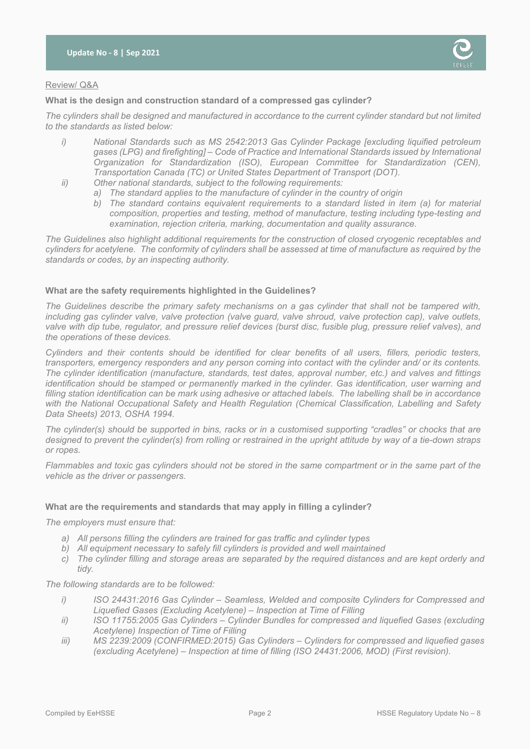Review/ Q&A

**What is the design and construction standard of a compressed gas cylinder?**

*The cylinders shall be designed and manufactured in accordance to the current cylinder standard but not limited to the standards as listed below:*

- *i) National Standards such as MS 2542:2013 Gas Cylinder Package [excluding liquified petroleum gases (LPG) and firefighting] – Code of Practice and International Standards issued by International Organization for Standardization (ISO), European Committee for Standardization (CEN), Transportation Canada (TC) or United States Department of Transport (DOT).*
- *ii) Other national standards, subject to the following requirements:*
  - *a) The standard applies to the manufacture of cylinder in the country of origin*
  - *b) The standard contains equivalent requirements to a standard listed in item (a) for material composition, properties and testing, method of manufacture, testing including type-testing and examination, rejection criteria, marking, documentation and quality assurance.*

*The Guidelines also highlight additional requirements for the construction of closed cryogenic receptables and cylinders for acetylene. The conformity of cylinders shall be assessed at time of manufacture as required by the standards or codes, by an inspecting authority.*

**What are the safety requirements highlighted in the Guidelines?**

*The Guidelines describe the primary safety mechanisms on a gas cylinder that shall not be tampered with, including gas cylinder valve, valve protection (valve guard, valve shroud, valve protection cap), valve outlets, valve with dip tube, regulator, and pressure relief devices (burst disc, fusible plug, pressure relief valves), and the operations of these devices.*

*Cylinders and their contents should be identified for clear benefits of all users, fillers, periodic testers, transporters, emergency responders and any person coming into contact with the cylinder and/ or its contents. The cylinder identification (manufacture, standards, test dates, approval number, etc.) and valves and fittings identification should be stamped or permanently marked in the cylinder. Gas identification, user warning and filling station identification can be mark using adhesive or attached labels. The labelling shall be in accordance with the National Occupational Safety and Health Regulation (Chemical Classification, Labelling and Safety Data Sheets) 2013, OSHA 1994.*

*The cylinder(s) should be supported in bins, racks or in a customised supporting "cradles" or chocks that are designed to prevent the cylinder(s) from rolling or restrained in the upright attitude by way of a tie-down straps or ropes.*

*Flammables and toxic gas cylinders should not be stored in the same compartment or in the same part of the vehicle as the driver or passengers.*

**What are the requirements and standards that may apply in filling a cylinder?**

*The employers must ensure that:*

- *a) All persons filling the cylinders are trained for gas traffic and cylinder types*
- *b) All equipment necessary to safely fill cylinders is provided and well maintained*
- *c) The cylinder filling and storage areas are separated by the required distances and are kept orderly and tidy.*

*The following standards are to be followed:*

- *i) ISO 24431:2016 Gas Cylinder – Seamless, Welded and composite Cylinders for Compressed and Liquefied Gases (Excluding Acetylene) – Inspection at Time of Filling*
- *ii) ISO 11755:2005 Gas Cylinders – Cylinder Bundles for compressed and liquefied Gases (excluding Acetylene) Inspection of Time of Filling*
- *iii) MS 2239:2009 (CONFIRMED:2015) Gas Cylinders – Cylinders for compressed and liquefied gases (excluding Acetylene) – Inspection at time of filling (ISO 24431:2006, MOD) (First revision).*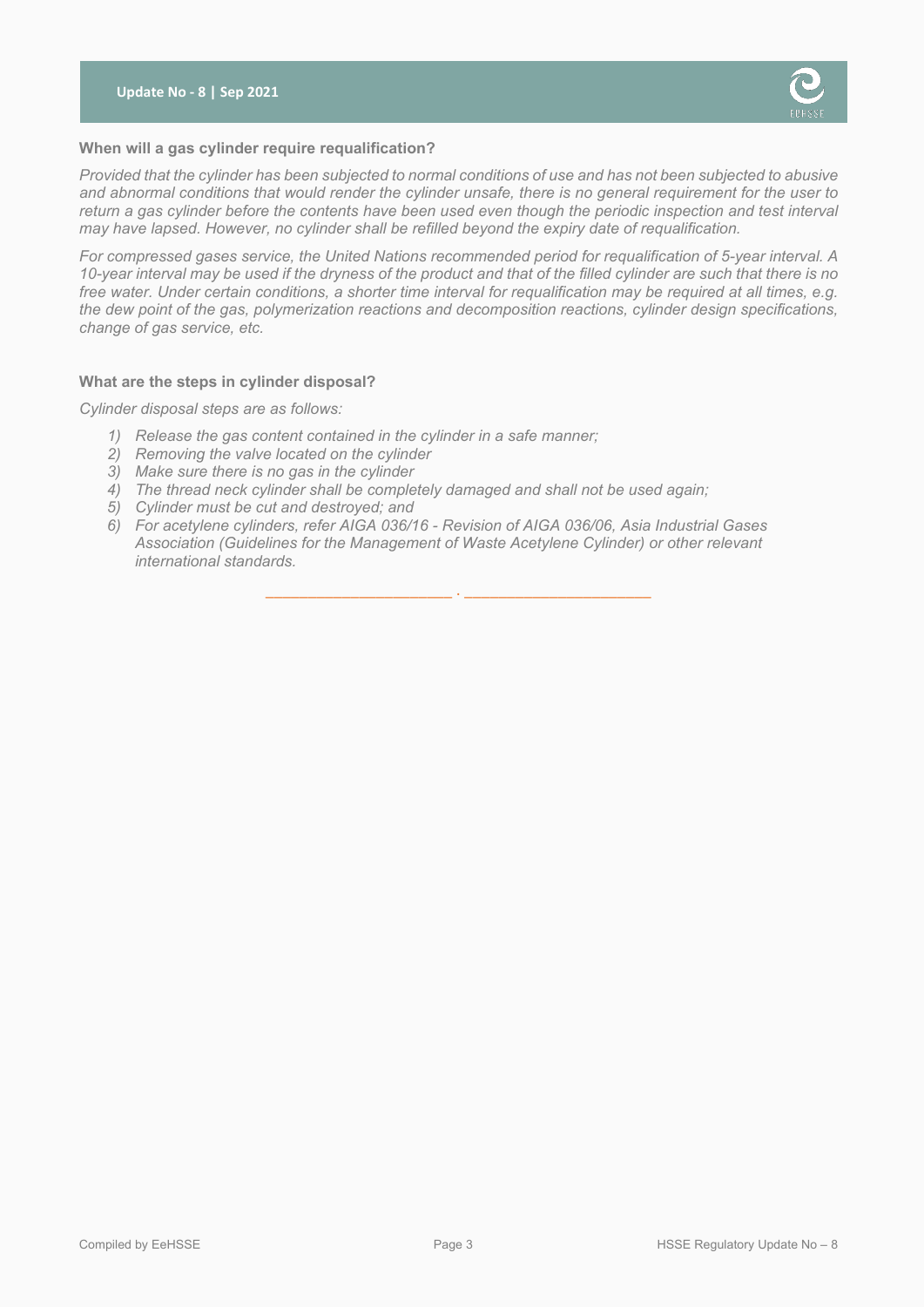### When will a gas cylinder require requalification?

*Provided that the cylinder has been subjected to normal conditions of use and has not been subjected to abusive and abnormal conditions that would render the cylinder unsafe, there is no general requirement for the user to return a gas cylinder before the contents have been used even though the periodic inspection and test interval may have lapsed. However, no cylinder shall be refilled beyond the expiry date of requalification.*

*For compressed gases service, the United Nations recommended period for requalification of 5-year interval. A 10-year interval may be used if the dryness of the product and that of the filled cylinder are such that there is no free water. Under certain conditions, a shorter time interval for requalification may be required at all times, e.g. the dew point of the gas, polymerization reactions and decomposition reactions, cylinder design specifications, change of gas service, etc.*

### What are the steps in cylinder disposal?

*Cylinder disposal steps are as follows:*

1) *Release the gas content contained in the cylinder in a safe manner;*
2) *Removing the valve located on the cylinder*
3) *Make sure there is no gas in the cylinder*
4) *The thread neck cylinder shall be completely damaged and shall not be used again;*
5) *Cylinder must be cut and destroyed; and*
6) *For acetylene cylinders, refer AIGA 036/16 - Revision of AIGA 036/06, Asia Industrial Gases Association (Guidelines for the Management of Waste Acetylene Cylinder) or other relevant international standards.*

---